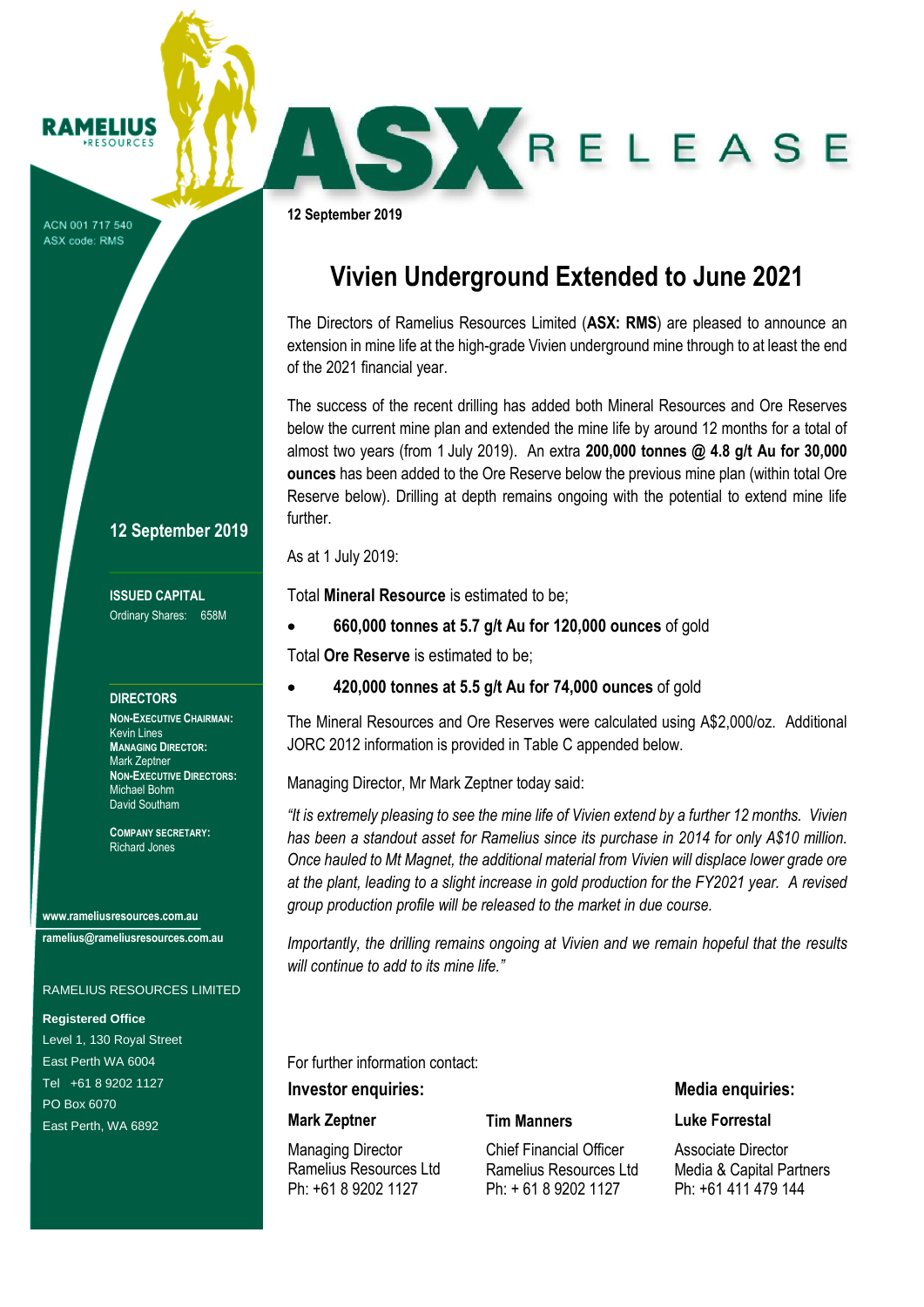RAMELIUS RESOURCES

ACN 001 717 540
ASX code: RMS

# ASX RELEASE

**12 September 2019**

## Vivien Underground Extended to June 2021

The Directors of Ramelius Resources Limited (**ASX: RMS**) are pleased to announce an extension in mine life at the high-grade Vivien underground mine through to at least the end of the 2021 financial year.

The success of the recent drilling has added both Mineral Resources and Ore Reserves below the current mine plan and extended the mine life by around 12 months for a total of almost two years (from 1 July 2019). An extra **200,000 tonnes @ 4.8 g/t Au for 30,000 ounces** has been added to the Ore Reserve below the previous mine plan (within total Ore Reserve below). Drilling at depth remains ongoing with the potential to extend mine life further.

As at 1 July 2019:

Total **Mineral Resource** is estimated to be;

- **660,000 tonnes at 5.7 g/t Au for 120,000 ounces** of gold

Total **Ore Reserve** is estimated to be;

- **420,000 tonnes at 5.5 g/t Au for 74,000 ounces** of gold

The Mineral Resources and Ore Reserves were calculated using A$2,000/oz. Additional JORC 2012 information is provided in Table C appended below.

Managing Director, Mr Mark Zeptner today said:

*"It is extremely pleasing to see the mine life of Vivien extend by a further 12 months. Vivien has been a standout asset for Ramelius since its purchase in 2014 for only A$10 million. Once hauled to Mt Magnet, the additional material from Vivien will displace lower grade ore at the plant, leading to a slight increase in gold production for the FY2021 year. A revised group production profile will be released to the market in due course.*

*Importantly, the drilling remains ongoing at Vivien and we remain hopeful that the results will continue to add to its mine life."*

For further information contact:

**Investor enquiries:**

**Mark Zeptner**
Managing Director
Ramelius Resources Ltd
Ph: +61 8 9202 1127

**Tim Manners**
Chief Financial Officer
Ramelius Resources Ltd
Ph: + 61 8 9202 1127

**Media enquiries:**

**Luke Forrestal**
Associate Director
Media & Capital Partners
Ph: +61 411 479 144

---

**12 September 2019**

**ISSUED CAPITAL**
Ordinary Shares: 658M

**DIRECTORS**
**NON-EXECUTIVE CHAIRMAN:**
Kevin Lines
**MANAGING DIRECTOR:**
Mark Zeptner
**NON-EXECUTIVE DIRECTORS:**
Michael Bohm
David Southam

**COMPANY SECRETARY:**
Richard Jones

**www.rameliusresources.com.au**
**ramelius@rameliusresources.com.au**

RAMELIUS RESOURCES LIMITED

**Registered Office**
Level 1, 130 Royal Street
East Perth WA 6004
Tel +61 8 9202 1127
PO Box 6070
East Perth, WA 6892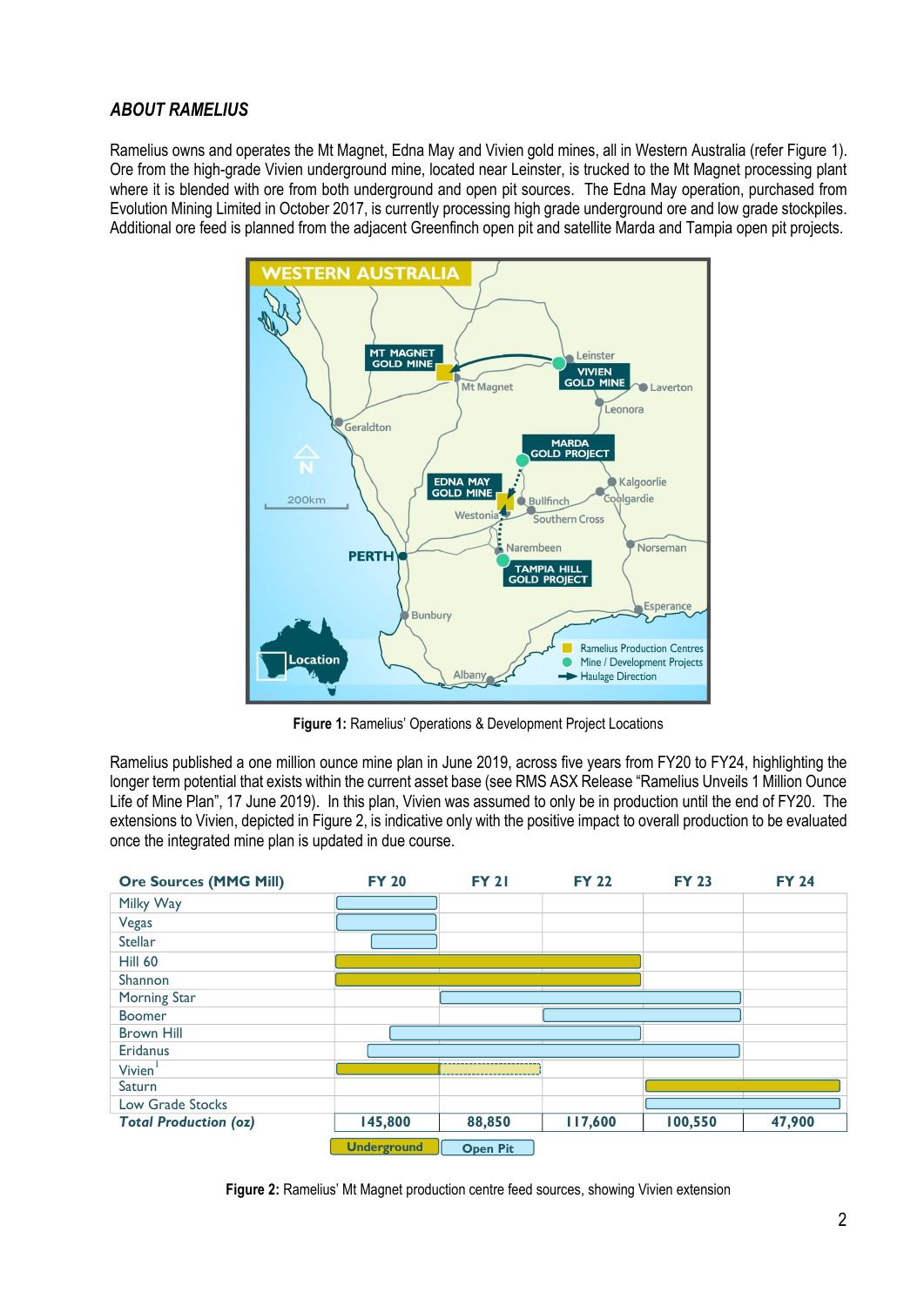## *ABOUT RAMELIUS*

Ramelius owns and operates the Mt Magnet, Edna May and Vivien gold mines, all in Western Australia (refer Figure 1). Ore from the high-grade Vivien underground mine, located near Leinster, is trucked to the Mt Magnet processing plant where it is blended with ore from both underground and open pit sources. The Edna May operation, purchased from Evolution Mining Limited in October 2017, is currently processing high grade underground ore and low grade stockpiles. Additional ore feed is planned from the adjacent Greenfinch open pit and satellite Marda and Tampia open pit projects.

**Figure 1:** Ramelius' Operations & Development Project Locations

Ramelius published a one million ounce mine plan in June 2019, across five years from FY20 to FY24, highlighting the longer term potential that exists within the current asset base (see RMS ASX Release "Ramelius Unveils 1 Million Ounce Life of Mine Plan", 17 June 2019). In this plan, Vivien was assumed to only be in production until the end of FY20. The extensions to Vivien, depicted in Figure 2, is indicative only with the positive impact to overall production to be evaluated once the integrated mine plan is updated in due course.

| Ore Sources (MMG Mill) | FY 20 | FY 21 | FY 22 | FY 23 | FY 24 |
|---|---|---|---|---|---|
| Milky Way | Open Pit | | | | |
| Vegas | Open Pit | | | | |
| Stellar | Open Pit | | | | |
| Hill 60 | Underground | Underground | Underground | | |
| Shannon | Underground | Underground | Underground | | |
| Morning Star | | Open Pit | Open Pit | Open Pit | |
| Boomer | | | Open Pit | Open Pit | |
| Brown Hill | Open Pit | Open Pit | Open Pit | | |
| Eridanus | Open Pit | Open Pit | Open Pit | Open Pit | |
| Vivien[1] | Underground | Underground (extension) | | | |
| Saturn | | | | Underground | Underground |
| Low Grade Stocks | | | | Open Pit | Open Pit |
| ***Total Production (oz)*** | **145,800** | **88,850** | **117,600** | **100,550** | **47,900** |

Underground | Open Pit

**Figure 2:** Ramelius' Mt Magnet production centre feed sources, showing Vivien extension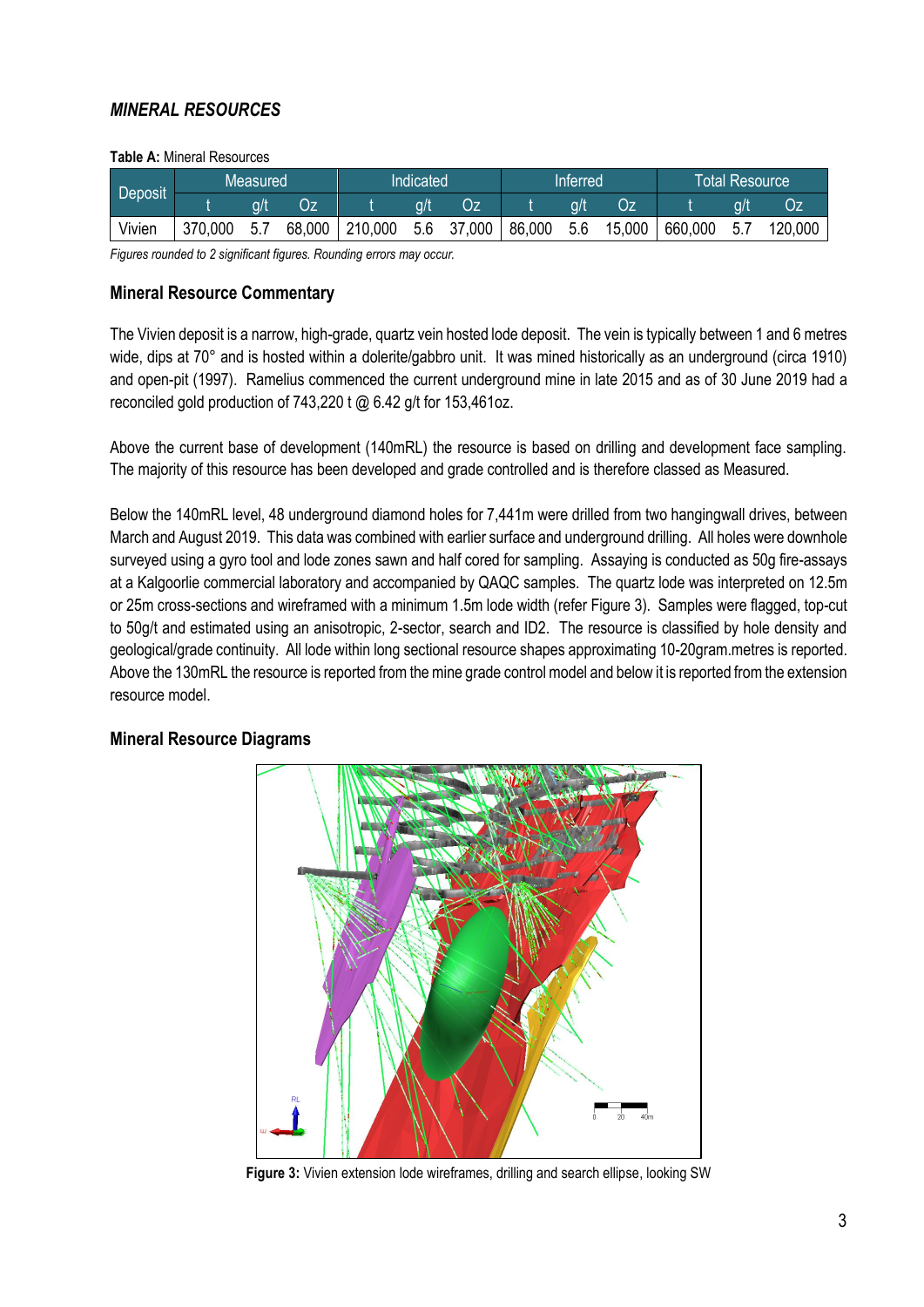## *MINERAL RESOURCES*

**Table A:** Mineral Resources

| Deposit | Measured | | | Indicated | | | Inferred | | | Total Resource | | |
|---|---|---|---|---|---|---|---|---|---|---|---|---|
| | t | g/t | Oz | t | g/t | Oz | t | g/t | Oz | t | g/t | Oz |
| Vivien | 370,000 | 5.7 | 68,000 | 210,000 | 5.6 | 37,000 | 86,000 | 5.6 | 15,000 | 660,000 | 5.7 | 120,000 |

*Figures rounded to 2 significant figures. Rounding errors may occur.*

### Mineral Resource Commentary

The Vivien deposit is a narrow, high-grade, quartz vein hosted lode deposit. The vein is typically between 1 and 6 metres wide, dips at 70° and is hosted within a dolerite/gabbro unit. It was mined historically as an underground (circa 1910) and open-pit (1997). Ramelius commenced the current underground mine in late 2015 and as of 30 June 2019 had a reconciled gold production of 743,220 t @ 6.42 g/t for 153,461oz.

Above the current base of development (140mRL) the resource is based on drilling and development face sampling. The majority of this resource has been developed and grade controlled and is therefore classed as Measured.

Below the 140mRL level, 48 underground diamond holes for 7,441m were drilled from two hangingwall drives, between March and August 2019. This data was combined with earlier surface and underground drilling. All holes were downhole surveyed using a gyro tool and lode zones sawn and half cored for sampling. Assaying is conducted as 50g fire-assays at a Kalgoorlie commercial laboratory and accompanied by QAQC samples. The quartz lode was interpreted on 12.5m or 25m cross-sections and wireframed with a minimum 1.5m lode width (refer Figure 3). Samples were flagged, top-cut to 50g/t and estimated using an anisotropic, 2-sector, search and ID2. The resource is classified by hole density and geological/grade continuity. All lode within long sectional resource shapes approximating 10-20gram.metres is reported. Above the 130mRL the resource is reported from the mine grade control model and below it is reported from the extension resource model.

### Mineral Resource Diagrams

**Figure 3:** Vivien extension lode wireframes, drilling and search ellipse, looking SW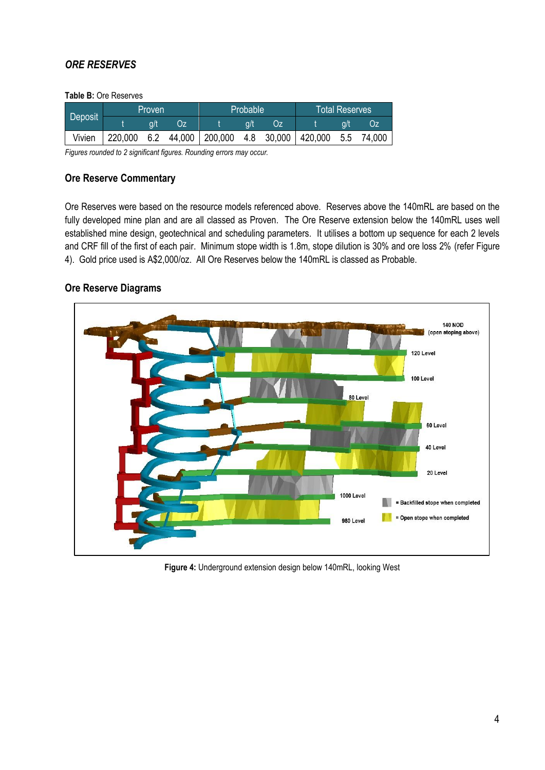## *ORE RESERVES*

**Table B:** Ore Reserves

| Deposit | Proven | | | Probable | | | Total Reserves | | |
|---|---|---|---|---|---|---|---|---|---|
| | t | g/t | Oz | t | g/t | Oz | t | g/t | Oz |
| Vivien | 220,000 | 6.2 | 44,000 | 200,000 | 4.8 | 30,000 | 420,000 | 5.5 | 74,000 |

*Figures rounded to 2 significant figures. Rounding errors may occur.*

### Ore Reserve Commentary

Ore Reserves were based on the resource models referenced above. Reserves above the 140mRL are based on the fully developed mine plan and are all classed as Proven. The Ore Reserve extension below the 140mRL uses well established mine design, geotechnical and scheduling parameters. It utilises a bottom up sequence for each 2 levels and CRF fill of the first of each pair. Minimum stope width is 1.8m, stope dilution is 30% and ore loss 2% (refer Figure 4). Gold price used is A$2,000/oz. All Ore Reserves below the 140mRL is classed as Probable.

### Ore Reserve Diagrams

**Figure 4:** Underground extension design below 140mRL, looking West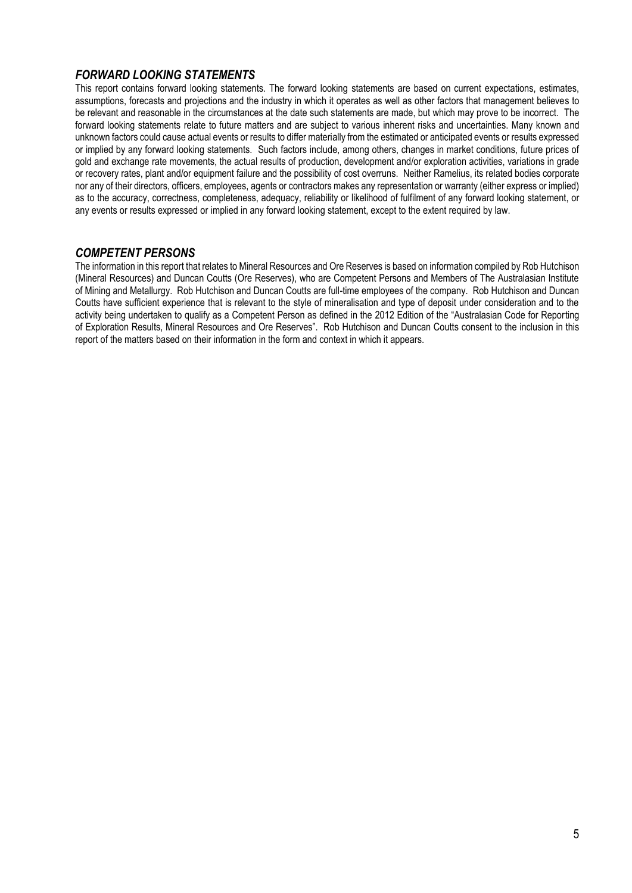## *FORWARD LOOKING STATEMENTS*

This report contains forward looking statements. The forward looking statements are based on current expectations, estimates, assumptions, forecasts and projections and the industry in which it operates as well as other factors that management believes to be relevant and reasonable in the circumstances at the date such statements are made, but which may prove to be incorrect. The forward looking statements relate to future matters and are subject to various inherent risks and uncertainties. Many known and unknown factors could cause actual events or results to differ materially from the estimated or anticipated events or results expressed or implied by any forward looking statements. Such factors include, among others, changes in market conditions, future prices of gold and exchange rate movements, the actual results of production, development and/or exploration activities, variations in grade or recovery rates, plant and/or equipment failure and the possibility of cost overruns. Neither Ramelius, its related bodies corporate nor any of their directors, officers, employees, agents or contractors makes any representation or warranty (either express or implied) as to the accuracy, correctness, completeness, adequacy, reliability or likelihood of fulfilment of any forward looking statement, or any events or results expressed or implied in any forward looking statement, except to the extent required by law.

## *COMPETENT PERSONS*

The information in this report that relates to Mineral Resources and Ore Reserves is based on information compiled by Rob Hutchison (Mineral Resources) and Duncan Coutts (Ore Reserves), who are Competent Persons and Members of The Australasian Institute of Mining and Metallurgy. Rob Hutchison and Duncan Coutts are full-time employees of the company. Rob Hutchison and Duncan Coutts have sufficient experience that is relevant to the style of mineralisation and type of deposit under consideration and to the activity being undertaken to qualify as a Competent Person as defined in the 2012 Edition of the "Australasian Code for Reporting of Exploration Results, Mineral Resources and Ore Reserves". Rob Hutchison and Duncan Coutts consent to the inclusion in this report of the matters based on their information in the form and context in which it appears.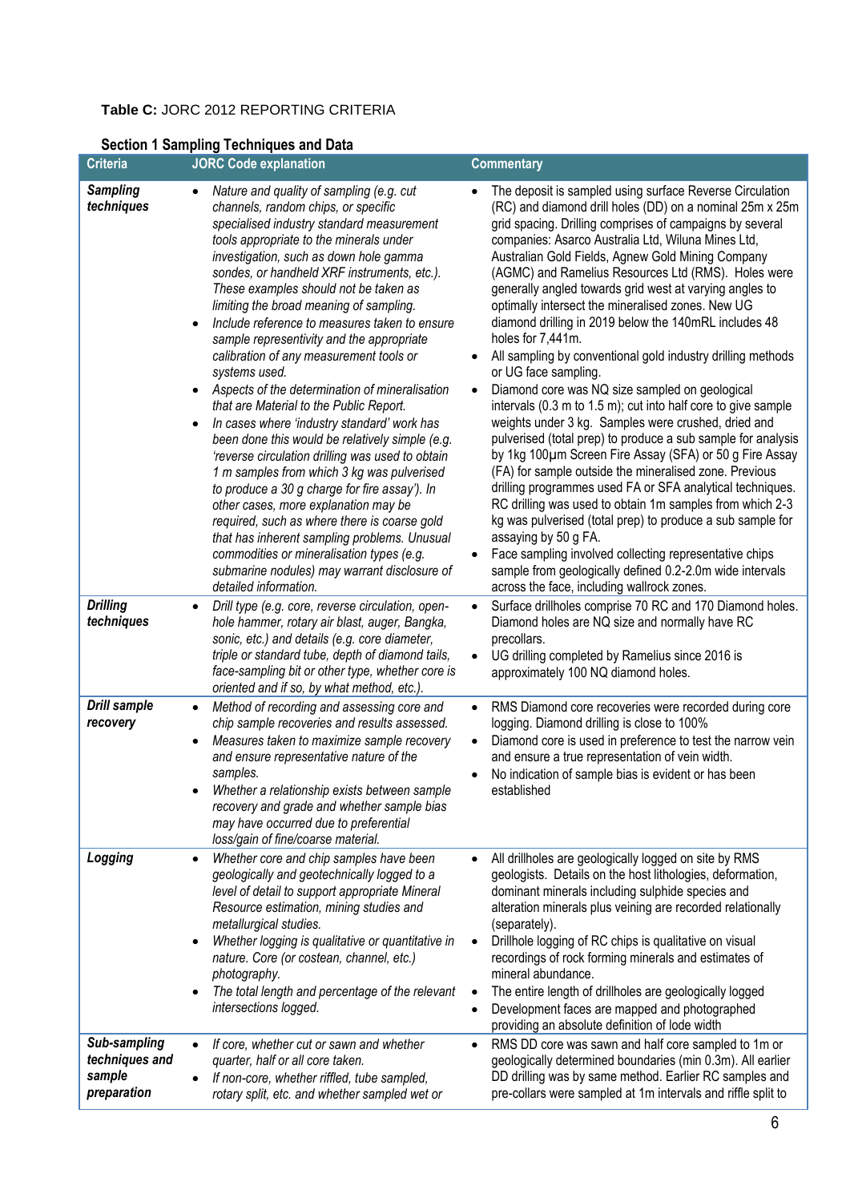**Table C:** JORC 2012 REPORTING CRITERIA

**Section 1 Sampling Techniques and Data**

| Criteria | JORC Code explanation | Commentary |
|---|---|---|
| ***Sampling techniques*** | • *Nature and quality of sampling (e.g. cut channels, random chips, or specific specialised industry standard measurement tools appropriate to the minerals under investigation, such as down hole gamma sondes, or handheld XRF instruments, etc.). These examples should not be taken as limiting the broad meaning of sampling.*<br>• *Include reference to measures taken to ensure sample representivity and the appropriate calibration of any measurement tools or systems used.*<br>• *Aspects of the determination of mineralisation that are Material to the Public Report.*<br>• *In cases where 'industry standard' work has been done this would be relatively simple (e.g. 'reverse circulation drilling was used to obtain 1 m samples from which 3 kg was pulverised to produce a 30 g charge for fire assay'). In other cases, more explanation may be required, such as where there is coarse gold that has inherent sampling problems. Unusual commodities or mineralisation types (e.g. submarine nodules) may warrant disclosure of detailed information.* | • The deposit is sampled using surface Reverse Circulation (RC) and diamond drill holes (DD) on a nominal 25m x 25m grid spacing. Drilling comprises of campaigns by several companies: Asarco Australia Ltd, Wiluna Mines Ltd, Australian Gold Fields, Agnew Gold Mining Company (AGMC) and Ramelius Resources Ltd (RMS). Holes were generally angled towards grid west at varying angles to optimally intersect the mineralised zones. New UG diamond drilling in 2019 below the 140mRL includes 48 holes for 7,441m.<br>• All sampling by conventional gold industry drilling methods or UG face sampling.<br>• Diamond core was NQ size sampled on geological intervals (0.3 m to 1.5 m); cut into half core to give sample weights under 3 kg. Samples were crushed, dried and pulverised (total prep) to produce a sub sample for analysis by 1kg 100µm Screen Fire Assay (SFA) or 50 g Fire Assay (FA) for sample outside the mineralised zone. Previous drilling programmes used FA or SFA analytical techniques. RC drilling was used to obtain 1m samples from which 2-3 kg was pulverised (total prep) to produce a sub sample for assaying by 50 g FA.<br>• Face sampling involved collecting representative chips sample from geologically defined 0.2-2.0m wide intervals across the face, including wallrock zones. |
| ***Drilling techniques*** | • *Drill type (e.g. core, reverse circulation, open-hole hammer, rotary air blast, auger, Bangka, sonic, etc.) and details (e.g. core diameter, triple or standard tube, depth of diamond tails, face-sampling bit or other type, whether core is oriented and if so, by what method, etc.).* | • Surface drillholes comprise 70 RC and 170 Diamond holes. Diamond holes are NQ size and normally have RC precollars.<br>• UG drilling completed by Ramelius since 2016 is approximately 100 NQ diamond holes. |
| ***Drill sample recovery*** | • *Method of recording and assessing core and chip sample recoveries and results assessed.*<br>• *Measures taken to maximize sample recovery and ensure representative nature of the samples.*<br>• *Whether a relationship exists between sample recovery and grade and whether sample bias may have occurred due to preferential loss/gain of fine/coarse material.* | • RMS Diamond core recoveries were recorded during core logging. Diamond drilling is close to 100%<br>• Diamond core is used in preference to test the narrow vein and ensure a true representation of vein width.<br>• No indication of sample bias is evident or has been established |
| ***Logging*** | • *Whether core and chip samples have been geologically and geotechnically logged to a level of detail to support appropriate Mineral Resource estimation, mining studies and metallurgical studies.*<br>• *Whether logging is qualitative or quantitative in nature. Core (or costean, channel, etc.) photography.*<br>• *The total length and percentage of the relevant intersections logged.* | • All drillholes are geologically logged on site by RMS geologists. Details on the host lithologies, deformation, dominant minerals including sulphide species and alteration minerals plus veining are recorded relationally (separately).<br>• Drillhole logging of RC chips is qualitative on visual recordings of rock forming minerals and estimates of mineral abundance.<br>• The entire length of drillholes are geologically logged<br>• Development faces are mapped and photographed providing an absolute definition of lode width |
| ***Sub-sampling techniques and sample preparation*** | • *If core, whether cut or sawn and whether quarter, half or all core taken.*<br>• *If non-core, whether riffled, tube sampled, rotary split, etc. and whether sampled wet or* | • RMS DD core was sawn and half core sampled to 1m or geologically determined boundaries (min 0.3m). All earlier DD drilling was by same method. Earlier RC samples and pre-collars were sampled at 1m intervals and riffle split to |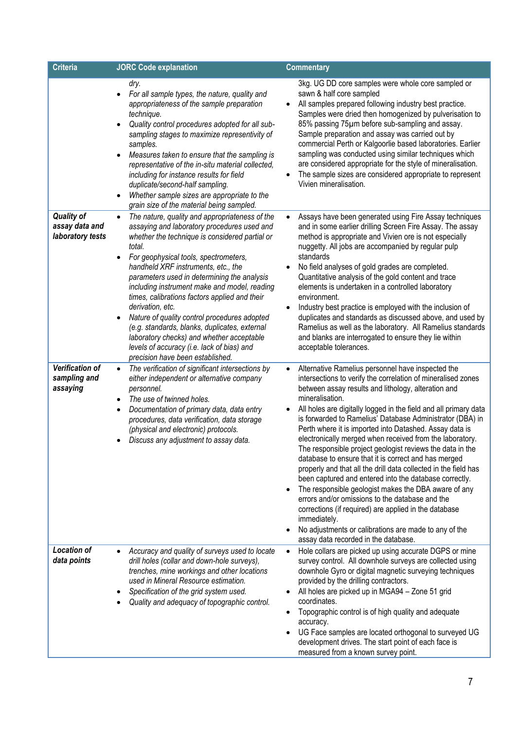| Criteria | JORC Code explanation | Commentary |
|---|---|---|
| | *dry.*<br>• *For all sample types, the nature, quality and appropriateness of the sample preparation technique.*<br>• *Quality control procedures adopted for all sub-sampling stages to maximize representivity of samples.*<br>• *Measures taken to ensure that the sampling is representative of the in-situ material collected, including for instance results for field duplicate/second-half sampling.*<br>• *Whether sample sizes are appropriate to the grain size of the material being sampled.* | 3kg. UG DD core samples were whole core sampled or sawn & half core sampled<br>• All samples prepared following industry best practice. Samples were dried then homogenized by pulverisation to 85% passing 75µm before sub-sampling and assay. Sample preparation and assay was carried out by commercial Perth or Kalgoorlie based laboratories. Earlier sampling was conducted using similar techniques which are considered appropriate for the style of mineralisation.<br>• The sample sizes are considered appropriate to represent Vivien mineralisation. |
| ***Quality of assay data and laboratory tests*** | • *The nature, quality and appropriateness of the assaying and laboratory procedures used and whether the technique is considered partial or total.*<br>• *For geophysical tools, spectrometers, handheld XRF instruments, etc., the parameters used in determining the analysis including instrument make and model, reading times, calibrations factors applied and their derivation, etc.*<br>• *Nature of quality control procedures adopted (e.g. standards, blanks, duplicates, external laboratory checks) and whether acceptable levels of accuracy (i.e. lack of bias) and precision have been established.* | • Assays have been generated using Fire Assay techniques and in some earlier drilling Screen Fire Assay. The assay method is appropriate and Vivien ore is not especially nuggetty. All jobs are accompanied by regular pulp standards<br>• No field analyses of gold grades are completed. Quantitative analysis of the gold content and trace elements is undertaken in a controlled laboratory environment.<br>• Industry best practice is employed with the inclusion of duplicates and standards as discussed above, and used by Ramelius as well as the laboratory. All Ramelius standards and blanks are interrogated to ensure they lie within acceptable tolerances. |
| ***Verification of sampling and assaying*** | • *The verification of significant intersections by either independent or alternative company personnel.*<br>• *The use of twinned holes.*<br>• *Documentation of primary data, data entry procedures, data verification, data storage (physical and electronic) protocols.*<br>• *Discuss any adjustment to assay data.* | • Alternative Ramelius personnel have inspected the intersections to verify the correlation of mineralised zones between assay results and lithology, alteration and mineralisation.<br>• All holes are digitally logged in the field and all primary data is forwarded to Ramelius' Database Administrator (DBA) in Perth where it is imported into Datashed. Assay data is electronically merged when received from the laboratory. The responsible project geologist reviews the data in the database to ensure that it is correct and has merged properly and that all the drill data collected in the field has been captured and entered into the database correctly.<br>• The responsible geologist makes the DBA aware of any errors and/or omissions to the database and the corrections (if required) are applied in the database immediately.<br>• No adjustments or calibrations are made to any of the assay data recorded in the database. |
| ***Location of data points*** | • *Accuracy and quality of surveys used to locate drill holes (collar and down-hole surveys), trenches, mine workings and other locations used in Mineral Resource estimation.*<br>• *Specification of the grid system used.*<br>• *Quality and adequacy of topographic control.* | • Hole collars are picked up using accurate DGPS or mine survey control. All downhole surveys are collected using downhole Gyro or digital magnetic surveying techniques provided by the drilling contractors.<br>• All holes are picked up in MGA94 – Zone 51 grid coordinates.<br>• Topographic control is of high quality and adequate accuracy.<br>• UG Face samples are located orthogonal to surveyed UG development drives. The start point of each face is measured from a known survey point. |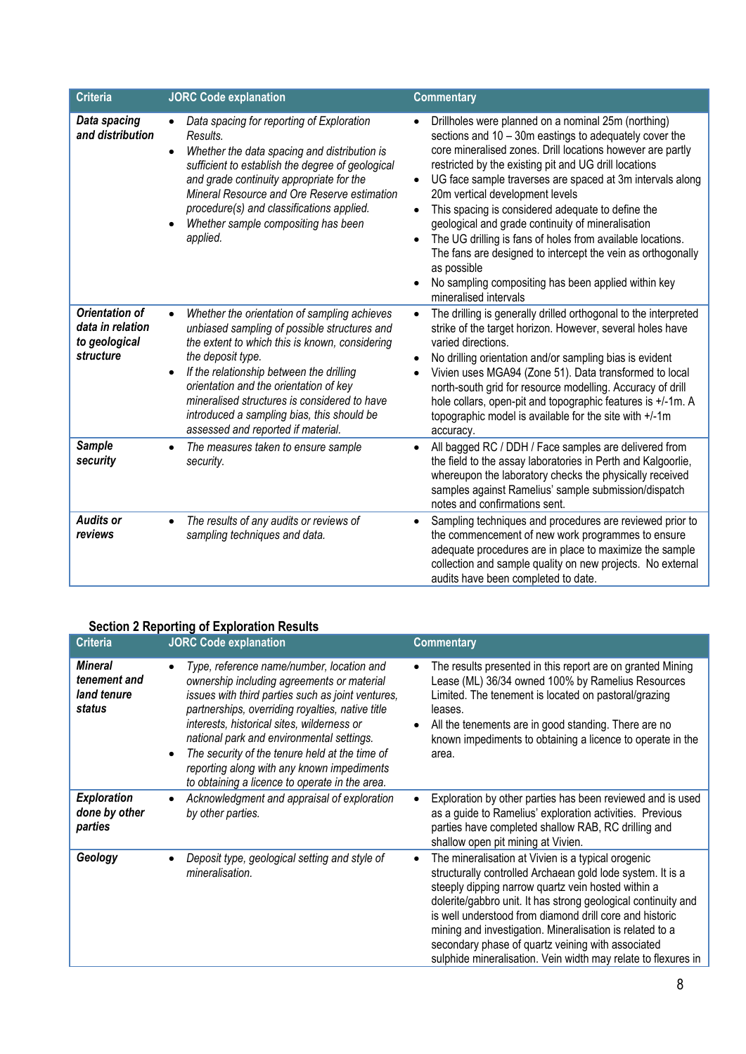| Criteria | JORC Code explanation | Commentary |
|---|---|---|
| ***Data spacing and distribution*** | • *Data spacing for reporting of Exploration Results.*<br>• *Whether the data spacing and distribution is sufficient to establish the degree of geological and grade continuity appropriate for the Mineral Resource and Ore Reserve estimation procedure(s) and classifications applied.*<br>• *Whether sample compositing has been applied.* | • Drillholes were planned on a nominal 25m (northing) sections and 10 – 30m eastings to adequately cover the core mineralised zones. Drill locations however are partly restricted by the existing pit and UG drill locations<br>• UG face sample traverses are spaced at 3m intervals along 20m vertical development levels<br>• This spacing is considered adequate to define the geological and grade continuity of mineralisation<br>• The UG drilling is fans of holes from available locations. The fans are designed to intercept the vein as orthogonally as possible<br>• No sampling compositing has been applied within key mineralised intervals |
| ***Orientation of data in relation to geological structure*** | • *Whether the orientation of sampling achieves unbiased sampling of possible structures and the extent to which this is known, considering the deposit type.*<br>• *If the relationship between the drilling orientation and the orientation of key mineralised structures is considered to have introduced a sampling bias, this should be assessed and reported if material.* | • The drilling is generally drilled orthogonal to the interpreted strike of the target horizon. However, several holes have varied directions.<br>• No drilling orientation and/or sampling bias is evident<br>• Vivien uses MGA94 (Zone 51). Data transformed to local north-south grid for resource modelling. Accuracy of drill hole collars, open-pit and topographic features is +/-1m. A topographic model is available for the site with +/-1m accuracy. |
| ***Sample security*** | • *The measures taken to ensure sample security.* | • All bagged RC / DDH / Face samples are delivered from the field to the assay laboratories in Perth and Kalgoorlie, whereupon the laboratory checks the physically received samples against Ramelius' sample submission/dispatch notes and confirmations sent. |
| ***Audits or reviews*** | • *The results of any audits or reviews of sampling techniques and data.* | • Sampling techniques and procedures are reviewed prior to the commencement of new work programmes to ensure adequate procedures are in place to maximize the sample collection and sample quality on new projects. No external audits have been completed to date. |

## Section 2 Reporting of Exploration Results

| Criteria | JORC Code explanation | Commentary |
|---|---|---|
| ***Mineral tenement and land tenure status*** | • *Type, reference name/number, location and ownership including agreements or material issues with third parties such as joint ventures, partnerships, overriding royalties, native title interests, historical sites, wilderness or national park and environmental settings.*<br>• *The security of the tenure held at the time of reporting along with any known impediments to obtaining a licence to operate in the area.* | • The results presented in this report are on granted Mining Lease (ML) 36/34 owned 100% by Ramelius Resources Limited. The tenement is located on pastoral/grazing leases.<br>• All the tenements are in good standing. There are no known impediments to obtaining a licence to operate in the area. |
| ***Exploration done by other parties*** | • *Acknowledgment and appraisal of exploration by other parties.* | • Exploration by other parties has been reviewed and is used as a guide to Ramelius' exploration activities. Previous parties have completed shallow RAB, RC drilling and shallow open pit mining at Vivien. |
| ***Geology*** | • *Deposit type, geological setting and style of mineralisation.* | • The mineralisation at Vivien is a typical orogenic structurally controlled Archaean gold lode system. It is a steeply dipping narrow quartz vein hosted within a dolerite/gabbro unit. It has strong geological continuity and is well understood from diamond drill core and historic mining and investigation. Mineralisation is related to a secondary phase of quartz veining with associated sulphide mineralisation. Vein width may relate to flexures in |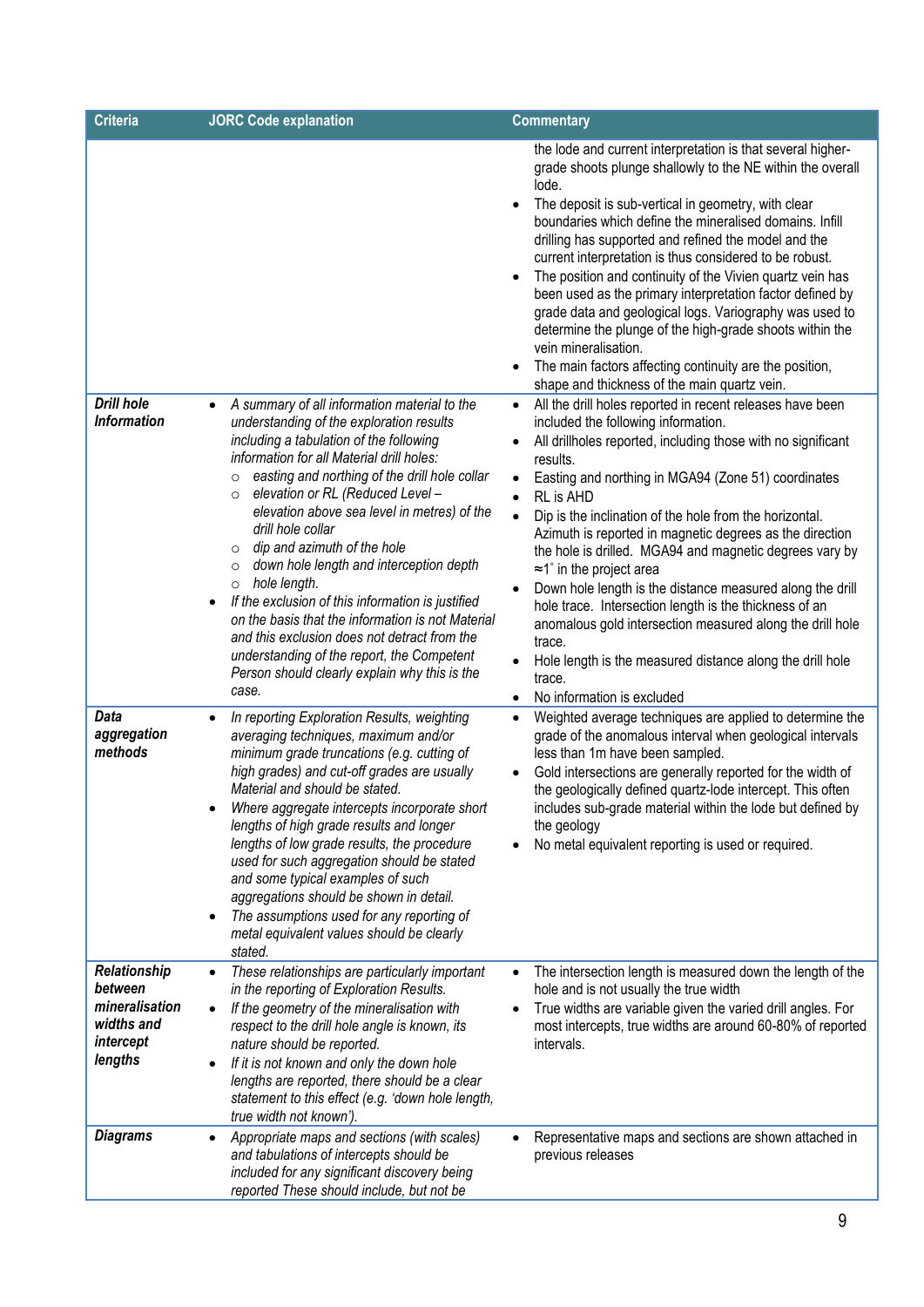| Criteria | JORC Code explanation | Commentary |
|---|---|---|
| | | the lode and current interpretation is that several higher-grade shoots plunge shallowly to the NE within the overall lode.<br>• The deposit is sub-vertical in geometry, with clear boundaries which define the mineralised domains. Infill drilling has supported and refined the model and the current interpretation is thus considered to be robust.<br>• The position and continuity of the Vivien quartz vein has been used as the primary interpretation factor defined by grade data and geological logs. Variography was used to determine the plunge of the high-grade shoots within the vein mineralisation.<br>• The main factors affecting continuity are the position, shape and thickness of the main quartz vein. |
| ***Drill hole Information*** | • *A summary of all information material to the understanding of the exploration results including a tabulation of the following information for all Material drill holes:*<br>&nbsp;&nbsp;○ *easting and northing of the drill hole collar*<br>&nbsp;&nbsp;○ *elevation or RL (Reduced Level – elevation above sea level in metres) of the drill hole collar*<br>&nbsp;&nbsp;○ *dip and azimuth of the hole*<br>&nbsp;&nbsp;○ *down hole length and interception depth*<br>&nbsp;&nbsp;○ *hole length.*<br>• *If the exclusion of this information is justified on the basis that the information is not Material and this exclusion does not detract from the understanding of the report, the Competent Person should clearly explain why this is the case.* | • All the drill holes reported in recent releases have been included the following information.<br>• All drillholes reported, including those with no significant results.<br>• Easting and northing in MGA94 (Zone 51) coordinates<br>• RL is AHD<br>• Dip is the inclination of the hole from the horizontal. Azimuth is reported in magnetic degrees as the direction the hole is drilled. MGA94 and magnetic degrees vary by ≈1˚ in the project area<br>• Down hole length is the distance measured along the drill hole trace. Intersection length is the thickness of an anomalous gold intersection measured along the drill hole trace.<br>• Hole length is the measured distance along the drill hole trace.<br>• No information is excluded |
| ***Data aggregation methods*** | • *In reporting Exploration Results, weighting averaging techniques, maximum and/or minimum grade truncations (e.g. cutting of high grades) and cut-off grades are usually Material and should be stated.*<br>• *Where aggregate intercepts incorporate short lengths of high grade results and longer lengths of low grade results, the procedure used for such aggregation should be stated and some typical examples of such aggregations should be shown in detail.*<br>• *The assumptions used for any reporting of metal equivalent values should be clearly stated.* | • Weighted average techniques are applied to determine the grade of the anomalous interval when geological intervals less than 1m have been sampled.<br>• Gold intersections are generally reported for the width of the geologically defined quartz-lode intercept. This often includes sub-grade material within the lode but defined by the geology<br>• No metal equivalent reporting is used or required. |
| ***Relationship between mineralisation widths and intercept lengths*** | • *These relationships are particularly important in the reporting of Exploration Results.*<br>• *If the geometry of the mineralisation with respect to the drill hole angle is known, its nature should be reported.*<br>• *If it is not known and only the down hole lengths are reported, there should be a clear statement to this effect (e.g. 'down hole length, true width not known').* | • The intersection length is measured down the length of the hole and is not usually the true width<br>• True widths are variable given the varied drill angles. For most intercepts, true widths are around 60-80% of reported intervals. |
| ***Diagrams*** | • *Appropriate maps and sections (with scales) and tabulations of intercepts should be included for any significant discovery being reported These should include, but not be* | • Representative maps and sections are shown attached in previous releases |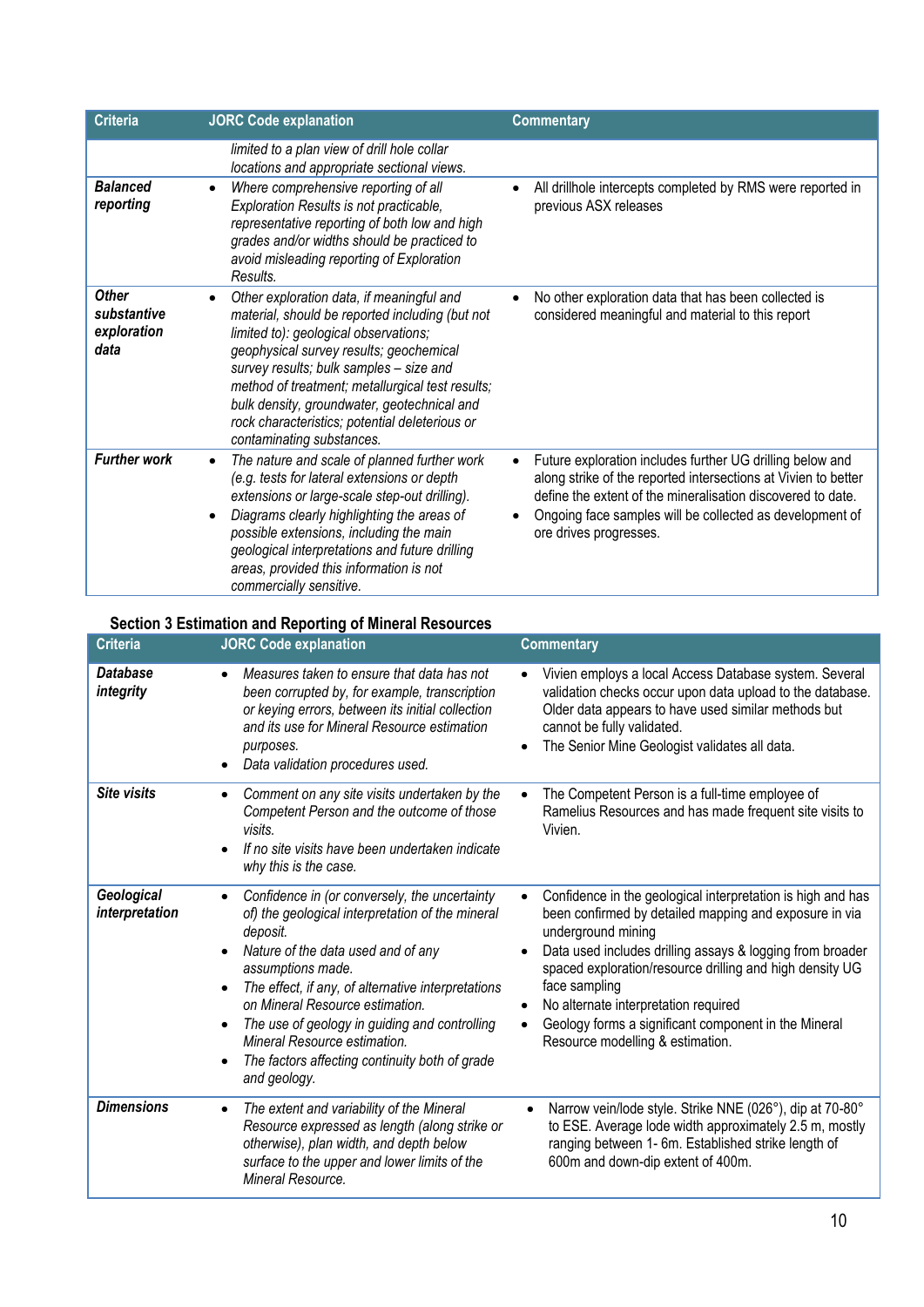| Criteria | JORC Code explanation | Commentary |
|---|---|---|
| | *limited to a plan view of drill hole collar locations and appropriate sectional views.* | |
| ***Balanced reporting*** | • *Where comprehensive reporting of all Exploration Results is not practicable, representative reporting of both low and high grades and/or widths should be practiced to avoid misleading reporting of Exploration Results.* | • All drillhole intercepts completed by RMS were reported in previous ASX releases |
| ***Other substantive exploration data*** | • *Other exploration data, if meaningful and material, should be reported including (but not limited to): geological observations; geophysical survey results; geochemical survey results; bulk samples – size and method of treatment; metallurgical test results; bulk density, groundwater, geotechnical and rock characteristics; potential deleterious or contaminating substances.* | • No other exploration data that has been collected is considered meaningful and material to this report |
| ***Further work*** | • *The nature and scale of planned further work (e.g. tests for lateral extensions or depth extensions or large-scale step-out drilling).*<br>• *Diagrams clearly highlighting the areas of possible extensions, including the main geological interpretations and future drilling areas, provided this information is not commercially sensitive.* | • Future exploration includes further UG drilling below and along strike of the reported intersections at Vivien to better define the extent of the mineralisation discovered to date.<br>• Ongoing face samples will be collected as development of ore drives progresses. |

## Section 3 Estimation and Reporting of Mineral Resources

| Criteria | JORC Code explanation | Commentary |
|---|---|---|
| ***Database integrity*** | • *Measures taken to ensure that data has not been corrupted by, for example, transcription or keying errors, between its initial collection and its use for Mineral Resource estimation purposes.*<br>• *Data validation procedures used.* | • Vivien employs a local Access Database system. Several validation checks occur upon data upload to the database. Older data appears to have used similar methods but cannot be fully validated.<br>• The Senior Mine Geologist validates all data. |
| ***Site visits*** | • *Comment on any site visits undertaken by the Competent Person and the outcome of those visits.*<br>• *If no site visits have been undertaken indicate why this is the case.* | • The Competent Person is a full-time employee of Ramelius Resources and has made frequent site visits to Vivien. |
| ***Geological interpretation*** | • *Confidence in (or conversely, the uncertainty of) the geological interpretation of the mineral deposit.*<br>• *Nature of the data used and of any assumptions made.*<br>• *The effect, if any, of alternative interpretations on Mineral Resource estimation.*<br>• *The use of geology in guiding and controlling Mineral Resource estimation.*<br>• *The factors affecting continuity both of grade and geology.* | • Confidence in the geological interpretation is high and has been confirmed by detailed mapping and exposure in via underground mining<br>• Data used includes drilling assays & logging from broader spaced exploration/resource drilling and high density UG face sampling<br>• No alternate interpretation required<br>• Geology forms a significant component in the Mineral Resource modelling & estimation. |
| ***Dimensions*** | • *The extent and variability of the Mineral Resource expressed as length (along strike or otherwise), plan width, and depth below surface to the upper and lower limits of the Mineral Resource.* | • Narrow vein/lode style. Strike NNE (026°), dip at 70-80° to ESE. Average lode width approximately 2.5 m, mostly ranging between 1- 6m. Established strike length of 600m and down-dip extent of 400m. |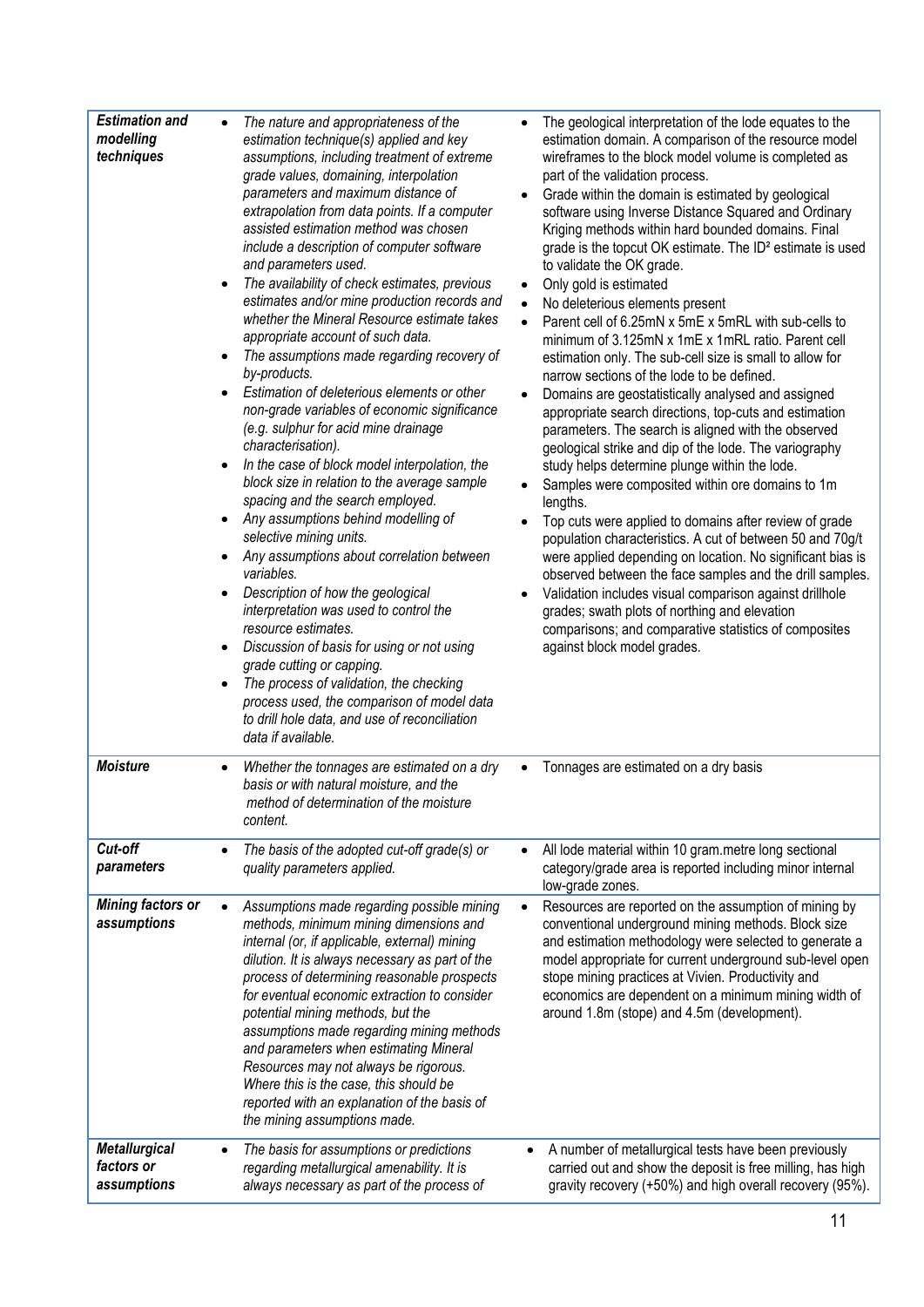| | | |
|---|---|---|
| ***Estimation and modelling techniques*** | • *The nature and appropriateness of the estimation technique(s) applied and key assumptions, including treatment of extreme grade values, domaining, interpolation parameters and maximum distance of extrapolation from data points. If a computer assisted estimation method was chosen include a description of computer software and parameters used.*<br>• *The availability of check estimates, previous estimates and/or mine production records and whether the Mineral Resource estimate takes appropriate account of such data.*<br>• *The assumptions made regarding recovery of by-products.*<br>• *Estimation of deleterious elements or other non-grade variables of economic significance (e.g. sulphur for acid mine drainage characterisation).*<br>• *In the case of block model interpolation, the block size in relation to the average sample spacing and the search employed.*<br>• *Any assumptions behind modelling of selective mining units.*<br>• *Any assumptions about correlation between variables.*<br>• *Description of how the geological interpretation was used to control the resource estimates.*<br>• *Discussion of basis for using or not using grade cutting or capping.*<br>• *The process of validation, the checking process used, the comparison of model data to drill hole data, and use of reconciliation data if available.* | • The geological interpretation of the lode equates to the estimation domain. A comparison of the resource model wireframes to the block model volume is completed as part of the validation process.<br>• Grade within the domain is estimated by geological software using Inverse Distance Squared and Ordinary Kriging methods within hard bounded domains. Final grade is the topcut OK estimate. The ID² estimate is used to validate the OK grade.<br>• Only gold is estimated<br>• No deleterious elements present<br>• Parent cell of 6.25mN x 5mE x 5mRL with sub-cells to minimum of 3.125mN x 1mE x 1mRL ratio. Parent cell estimation only. The sub-cell size is small to allow for narrow sections of the lode to be defined.<br>• Domains are geostatistically analysed and assigned appropriate search directions, top-cuts and estimation parameters. The search is aligned with the observed geological strike and dip of the lode. The variography study helps determine plunge within the lode.<br>• Samples were composited within ore domains to 1m lengths.<br>• Top cuts were applied to domains after review of grade population characteristics. A cut of between 50 and 70g/t were applied depending on location. No significant bias is observed between the face samples and the drill samples.<br>• Validation includes visual comparison against drillhole grades; swath plots of northing and elevation comparisons; and comparative statistics of composites against block model grades. |
| ***Moisture*** | • *Whether the tonnages are estimated on a dry basis or with natural moisture, and the method of determination of the moisture content.* | • Tonnages are estimated on a dry basis |
| ***Cut-off parameters*** | • *The basis of the adopted cut-off grade(s) or quality parameters applied.* | • All lode material within 10 gram.metre long sectional category/grade area is reported including minor internal low-grade zones. |
| ***Mining factors or assumptions*** | • *Assumptions made regarding possible mining methods, minimum mining dimensions and internal (or, if applicable, external) mining dilution. It is always necessary as part of the process of determining reasonable prospects for eventual economic extraction to consider potential mining methods, but the assumptions made regarding mining methods and parameters when estimating Mineral Resources may not always be rigorous. Where this is the case, this should be reported with an explanation of the basis of the mining assumptions made.* | • Resources are reported on the assumption of mining by conventional underground mining methods. Block size and estimation methodology were selected to generate a model appropriate for current underground sub-level open stope mining practices at Vivien. Productivity and economics are dependent on a minimum mining width of around 1.8m (stope) and 4.5m (development). |
| ***Metallurgical factors or assumptions*** | • *The basis for assumptions or predictions regarding metallurgical amenability. It is always necessary as part of the process of* | • A number of metallurgical tests have been previously carried out and show the deposit is free milling, has high gravity recovery (+50%) and high overall recovery (95%). |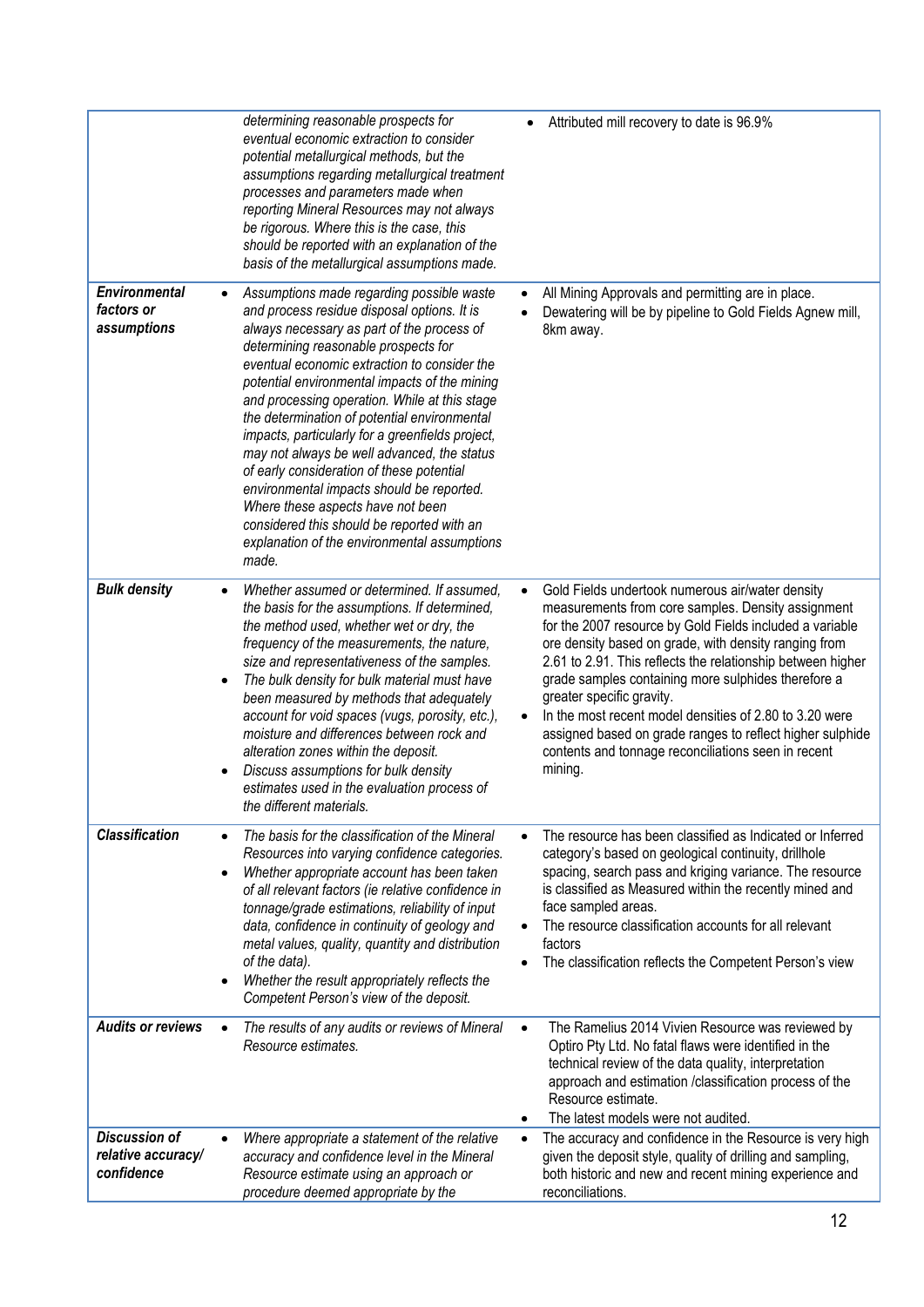| | | |
|---|---|---|
| | *determining reasonable prospects for eventual economic extraction to consider potential metallurgical methods, but the assumptions regarding metallurgical treatment processes and parameters made when reporting Mineral Resources may not always be rigorous. Where this is the case, this should be reported with an explanation of the basis of the metallurgical assumptions made.* | • Attributed mill recovery to date is 96.9% |
| ***Environmental factors or assumptions*** | • *Assumptions made regarding possible waste and process residue disposal options. It is always necessary as part of the process of determining reasonable prospects for eventual economic extraction to consider the potential environmental impacts of the mining and processing operation. While at this stage the determination of potential environmental impacts, particularly for a greenfields project, may not always be well advanced, the status of early consideration of these potential environmental impacts should be reported. Where these aspects have not been considered this should be reported with an explanation of the environmental assumptions made.* | • All Mining Approvals and permitting are in place.<br>• Dewatering will be by pipeline to Gold Fields Agnew mill, 8km away. |
| ***Bulk density*** | • *Whether assumed or determined. If assumed, the basis for the assumptions. If determined, the method used, whether wet or dry, the frequency of the measurements, the nature, size and representativeness of the samples.*<br>• *The bulk density for bulk material must have been measured by methods that adequately account for void spaces (vugs, porosity, etc.), moisture and differences between rock and alteration zones within the deposit.*<br>• *Discuss assumptions for bulk density estimates used in the evaluation process of the different materials.* | • Gold Fields undertook numerous air/water density measurements from core samples. Density assignment for the 2007 resource by Gold Fields included a variable ore density based on grade, with density ranging from 2.61 to 2.91. This reflects the relationship between higher grade samples containing more sulphides therefore a greater specific gravity.<br>• In the most recent model densities of 2.80 to 3.20 were assigned based on grade ranges to reflect higher sulphide contents and tonnage reconciliations seen in recent mining. |
| ***Classification*** | • *The basis for the classification of the Mineral Resources into varying confidence categories.*<br>• *Whether appropriate account has been taken of all relevant factors (ie relative confidence in tonnage/grade estimations, reliability of input data, confidence in continuity of geology and metal values, quality, quantity and distribution of the data).*<br>• *Whether the result appropriately reflects the Competent Person's view of the deposit.* | • The resource has been classified as Indicated or Inferred category's based on geological continuity, drillhole spacing, search pass and kriging variance. The resource is classified as Measured within the recently mined and face sampled areas.<br>• The resource classification accounts for all relevant factors<br>• The classification reflects the Competent Person's view |
| ***Audits or reviews*** | • *The results of any audits or reviews of Mineral Resource estimates.* | • The Ramelius 2014 Vivien Resource was reviewed by Optiro Pty Ltd. No fatal flaws were identified in the technical review of the data quality, interpretation approach and estimation /classification process of the Resource estimate.<br>• The latest models were not audited. |
| ***Discussion of relative accuracy/ confidence*** | • *Where appropriate a statement of the relative accuracy and confidence level in the Mineral Resource estimate using an approach or procedure deemed appropriate by the* | • The accuracy and confidence in the Resource is very high given the deposit style, quality of drilling and sampling, both historic and new and recent mining experience and reconciliations. |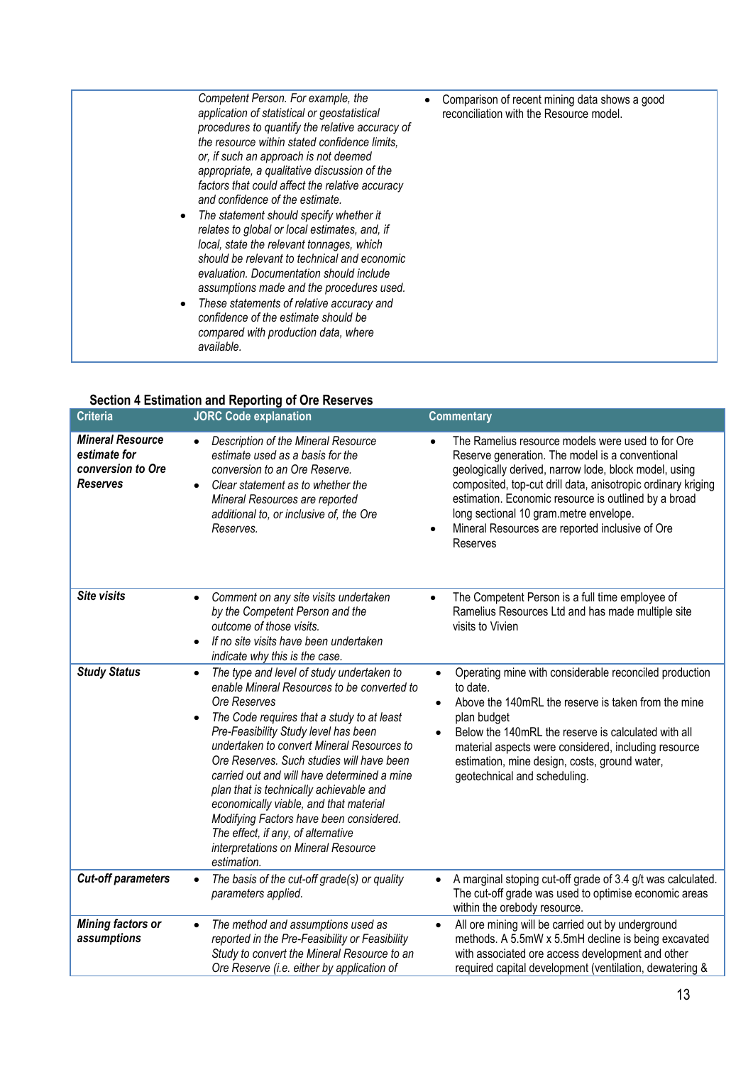| | | |
|---|---|---|
| | *Competent Person. For example, the application of statistical or geostatistical procedures to quantify the relative accuracy of the resource within stated confidence limits, or, if such an approach is not deemed appropriate, a qualitative discussion of the factors that could affect the relative accuracy and confidence of the estimate.*<br>• *The statement should specify whether it relates to global or local estimates, and, if local, state the relevant tonnages, which should be relevant to technical and economic evaluation. Documentation should include assumptions made and the procedures used.*<br>• *These statements of relative accuracy and confidence of the estimate should be compared with production data, where available.* | • Comparison of recent mining data shows a good reconciliation with the Resource model. |

**Section 4 Estimation and Reporting of Ore Reserves**

| Criteria | JORC Code explanation | Commentary |
|---|---|---|
| ***Mineral Resource estimate for conversion to Ore Reserves*** | • *Description of the Mineral Resource estimate used as a basis for the conversion to an Ore Reserve.*<br>• *Clear statement as to whether the Mineral Resources are reported additional to, or inclusive of, the Ore Reserves.* | • The Ramelius resource models were used to for Ore Reserve generation. The model is a conventional geologically derived, narrow lode, block model, using composited, top-cut drill data, anisotropic ordinary kriging estimation. Economic resource is outlined by a broad long sectional 10 gram.metre envelope.<br>• Mineral Resources are reported inclusive of Ore Reserves |
| ***Site visits*** | • *Comment on any site visits undertaken by the Competent Person and the outcome of those visits.*<br>• *If no site visits have been undertaken indicate why this is the case.* | • The Competent Person is a full time employee of Ramelius Resources Ltd and has made multiple site visits to Vivien |
| ***Study Status*** | • *The type and level of study undertaken to enable Mineral Resources to be converted to Ore Reserves*<br>• *The Code requires that a study to at least Pre-Feasibility Study level has been undertaken to convert Mineral Resources to Ore Reserves. Such studies will have been carried out and will have determined a mine plan that is technically achievable and economically viable, and that material Modifying Factors have been considered. The effect, if any, of alternative interpretations on Mineral Resource estimation.* | • Operating mine with considerable reconciled production to date.<br>• Above the 140mRL the reserve is taken from the mine plan budget<br>• Below the 140mRL the reserve is calculated with all material aspects were considered, including resource estimation, mine design, costs, ground water, geotechnical and scheduling. |
| ***Cut-off parameters*** | • *The basis of the cut-off grade(s) or quality parameters applied.* | • A marginal stoping cut-off grade of 3.4 g/t was calculated. The cut-off grade was used to optimise economic areas within the orebody resource. |
| ***Mining factors or assumptions*** | • *The method and assumptions used as reported in the Pre-Feasibility or Feasibility Study to convert the Mineral Resource to an Ore Reserve (i.e. either by application of* | • All ore mining will be carried out by underground methods. A 5.5mW x 5.5mH decline is being excavated with associated ore access development and other required capital development (ventilation, dewatering & |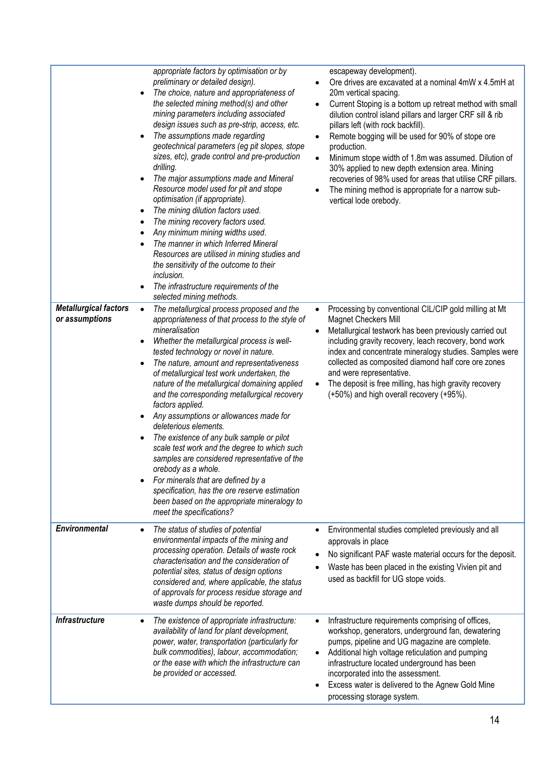| | | |
|---|---|---|
| | *appropriate factors by optimisation or by preliminary or detailed design).*<br>• *The choice, nature and appropriateness of the selected mining method(s) and other mining parameters including associated design issues such as pre-strip, access, etc.*<br>• *The assumptions made regarding geotechnical parameters (eg pit slopes, stope sizes, etc), grade control and pre-production drilling.*<br>• *The major assumptions made and Mineral Resource model used for pit and stope optimisation (if appropriate).*<br>• *The mining dilution factors used.*<br>• *The mining recovery factors used.*<br>• *Any minimum mining widths used.*<br>• *The manner in which Inferred Mineral Resources are utilised in mining studies and the sensitivity of the outcome to their inclusion.*<br>• *The infrastructure requirements of the selected mining methods.* | escapeway development).<br>• Ore drives are excavated at a nominal 4mW x 4.5mH at 20m vertical spacing.<br>• Current Stoping is a bottom up retreat method with small dilution control island pillars and larger CRF sill & rib pillars left (with rock backfill).<br>• Remote bogging will be used for 90% of stope ore production.<br>• Minimum stope width of 1.8m was assumed. Dilution of 30% applied to new depth extension area. Mining recoveries of 98% used for areas that utilise CRF pillars.<br>• The mining method is appropriate for a narrow sub-vertical lode orebody. |
| ***Metallurgical factors or assumptions*** | • *The metallurgical process proposed and the appropriateness of that process to the style of mineralisation*<br>• *Whether the metallurgical process is well-tested technology or novel in nature.*<br>• *The nature, amount and representativeness of metallurgical test work undertaken, the nature of the metallurgical domaining applied and the corresponding metallurgical recovery factors applied.*<br>• *Any assumptions or allowances made for deleterious elements.*<br>• *The existence of any bulk sample or pilot scale test work and the degree to which such samples are considered representative of the orebody as a whole.*<br>• *For minerals that are defined by a specification, has the ore reserve estimation been based on the appropriate mineralogy to meet the specifications?* | • Processing by conventional CIL/CIP gold milling at Mt Magnet Checkers Mill<br>• Metallurgical testwork has been previously carried out including gravity recovery, leach recovery, bond work index and concentrate mineralogy studies. Samples were collected as composited diamond half core ore zones and were representative.<br>• The deposit is free milling, has high gravity recovery (+50%) and high overall recovery (+95%). |
| ***Environmental*** | • *The status of studies of potential environmental impacts of the mining and processing operation. Details of waste rock characterisation and the consideration of potential sites, status of design options considered and, where applicable, the status of approvals for process residue storage and waste dumps should be reported.* | • Environmental studies completed previously and all approvals in place<br>• No significant PAF waste material occurs for the deposit.<br>• Waste has been placed in the existing Vivien pit and used as backfill for UG stope voids. |
| ***Infrastructure*** | • *The existence of appropriate infrastructure: availability of land for plant development, power, water, transportation (particularly for bulk commodities), labour, accommodation; or the ease with which the infrastructure can be provided or accessed.* | • Infrastructure requirements comprising of offices, workshop, generators, underground fan, dewatering pumps, pipeline and UG magazine are complete.<br>• Additional high voltage reticulation and pumping infrastructure located underground has been incorporated into the assessment.<br>• Excess water is delivered to the Agnew Gold Mine processing storage system. |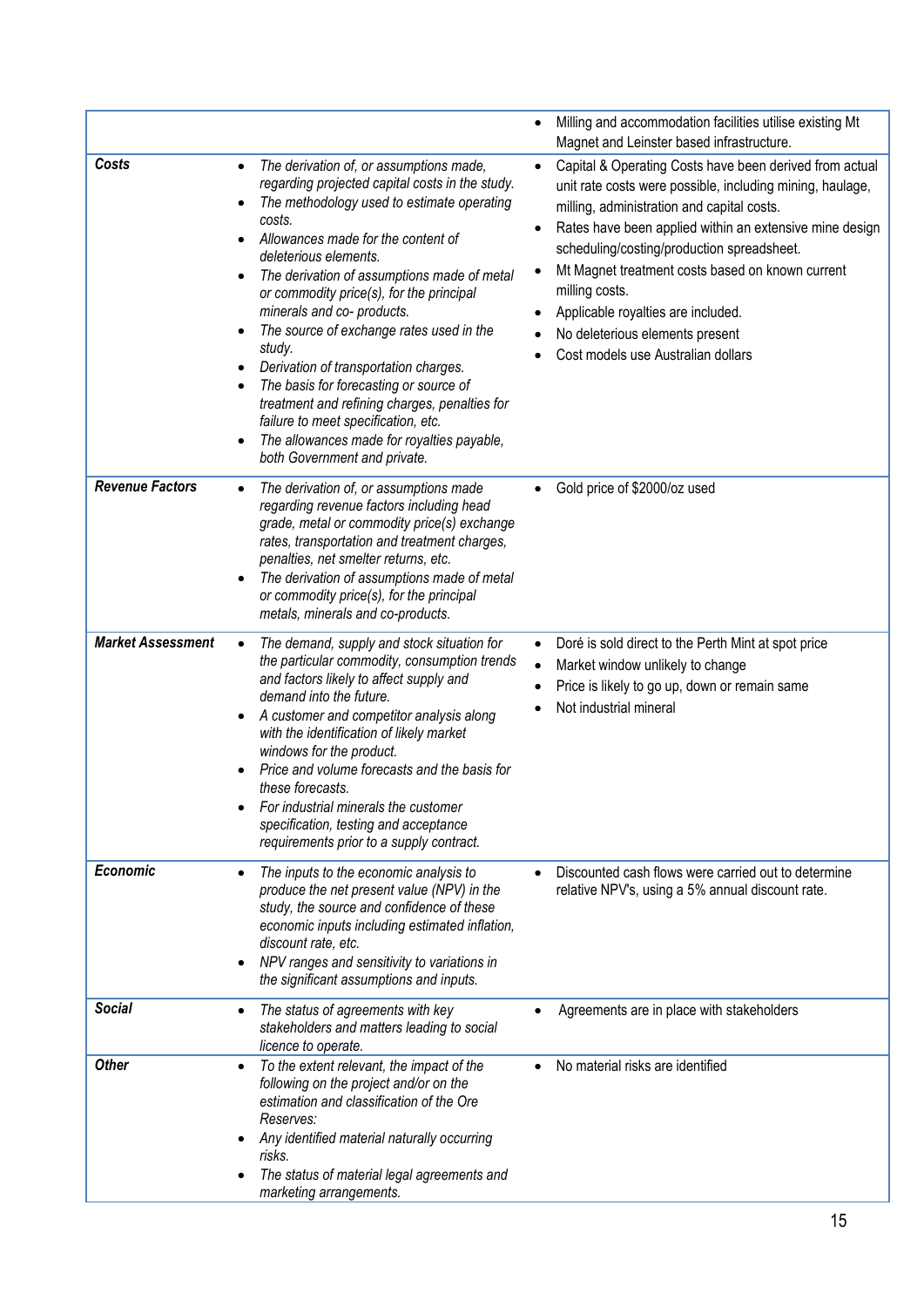| | | |
|---|---|---|
| | | • Milling and accommodation facilities utilise existing Mt Magnet and Leinster based infrastructure. |
| ***Costs*** | • *The derivation of, or assumptions made, regarding projected capital costs in the study.*<br>• *The methodology used to estimate operating costs.*<br>• *Allowances made for the content of deleterious elements.*<br>• *The derivation of assumptions made of metal or commodity price(s), for the principal minerals and co- products.*<br>• *The source of exchange rates used in the study.*<br>• *Derivation of transportation charges.*<br>• *The basis for forecasting or source of treatment and refining charges, penalties for failure to meet specification, etc.*<br>• *The allowances made for royalties payable, both Government and private.* | • Capital & Operating Costs have been derived from actual unit rate costs were possible, including mining, haulage, milling, administration and capital costs.<br>• Rates have been applied within an extensive mine design scheduling/costing/production spreadsheet.<br>• Mt Magnet treatment costs based on known current milling costs.<br>• Applicable royalties are included.<br>• No deleterious elements present<br>• Cost models use Australian dollars |
| ***Revenue Factors*** | • *The derivation of, or assumptions made regarding revenue factors including head grade, metal or commodity price(s) exchange rates, transportation and treatment charges, penalties, net smelter returns, etc.*<br>• *The derivation of assumptions made of metal or commodity price(s), for the principal metals, minerals and co-products.* | • Gold price of $2000/oz used |
| ***Market Assessment*** | • *The demand, supply and stock situation for the particular commodity, consumption trends and factors likely to affect supply and demand into the future.*<br>• *A customer and competitor analysis along with the identification of likely market windows for the product.*<br>• *Price and volume forecasts and the basis for these forecasts.*<br>• *For industrial minerals the customer specification, testing and acceptance requirements prior to a supply contract.* | • Doré is sold direct to the Perth Mint at spot price<br>• Market window unlikely to change<br>• Price is likely to go up, down or remain same<br>• Not industrial mineral |
| ***Economic*** | • *The inputs to the economic analysis to produce the net present value (NPV) in the study, the source and confidence of these economic inputs including estimated inflation, discount rate, etc.*<br>• *NPV ranges and sensitivity to variations in the significant assumptions and inputs.* | • Discounted cash flows were carried out to determine relative NPV's, using a 5% annual discount rate. |
| ***Social*** | • *The status of agreements with key stakeholders and matters leading to social licence to operate.* | • Agreements are in place with stakeholders |
| ***Other*** | • *To the extent relevant, the impact of the following on the project and/or on the estimation and classification of the Ore Reserves:*<br>• *Any identified material naturally occurring risks.*<br>• *The status of material legal agreements and marketing arrangements.* | • No material risks are identified |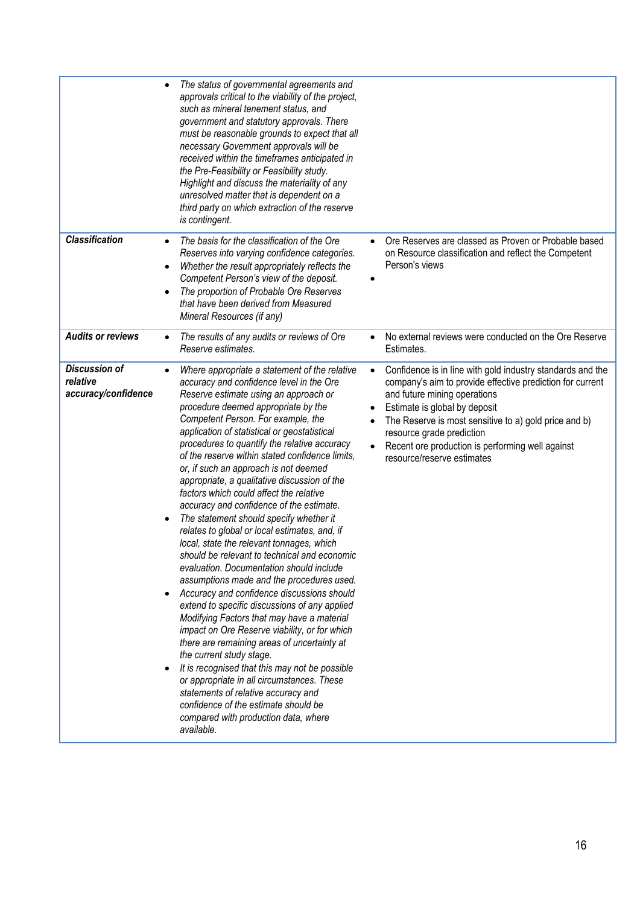| | | |
|---|---|---|
| | • *The status of governmental agreements and approvals critical to the viability of the project, such as mineral tenement status, and government and statutory approvals. There must be reasonable grounds to expect that all necessary Government approvals will be received within the timeframes anticipated in the Pre-Feasibility or Feasibility study. Highlight and discuss the materiality of any unresolved matter that is dependent on a third party on which extraction of the reserve is contingent.* | |
| ***Classification*** | • *The basis for the classification of the Ore Reserves into varying confidence categories.*<br>• *Whether the result appropriately reflects the Competent Person's view of the deposit.*<br>• *The proportion of Probable Ore Reserves that have been derived from Measured Mineral Resources (if any)* | • Ore Reserves are classed as Proven or Probable based on Resource classification and reflect the Competent Person's views<br>• |
| ***Audits or reviews*** | • *The results of any audits or reviews of Ore Reserve estimates.* | • No external reviews were conducted on the Ore Reserve Estimates. |
| ***Discussion of relative accuracy/confidence*** | • *Where appropriate a statement of the relative accuracy and confidence level in the Ore Reserve estimate using an approach or procedure deemed appropriate by the Competent Person. For example, the application of statistical or geostatistical procedures to quantify the relative accuracy of the reserve within stated confidence limits, or, if such an approach is not deemed appropriate, a qualitative discussion of the factors which could affect the relative accuracy and confidence of the estimate.*<br>• *The statement should specify whether it relates to global or local estimates, and, if local, state the relevant tonnages, which should be relevant to technical and economic evaluation. Documentation should include assumptions made and the procedures used.*<br>• *Accuracy and confidence discussions should extend to specific discussions of any applied Modifying Factors that may have a material impact on Ore Reserve viability, or for which there are remaining areas of uncertainty at the current study stage.*<br>• *It is recognised that this may not be possible or appropriate in all circumstances. These statements of relative accuracy and confidence of the estimate should be compared with production data, where available.* | • Confidence is in line with gold industry standards and the company's aim to provide effective prediction for current and future mining operations<br>• Estimate is global by deposit<br>• The Reserve is most sensitive to a) gold price and b) resource grade prediction<br>• Recent ore production is performing well against resource/reserve estimates |